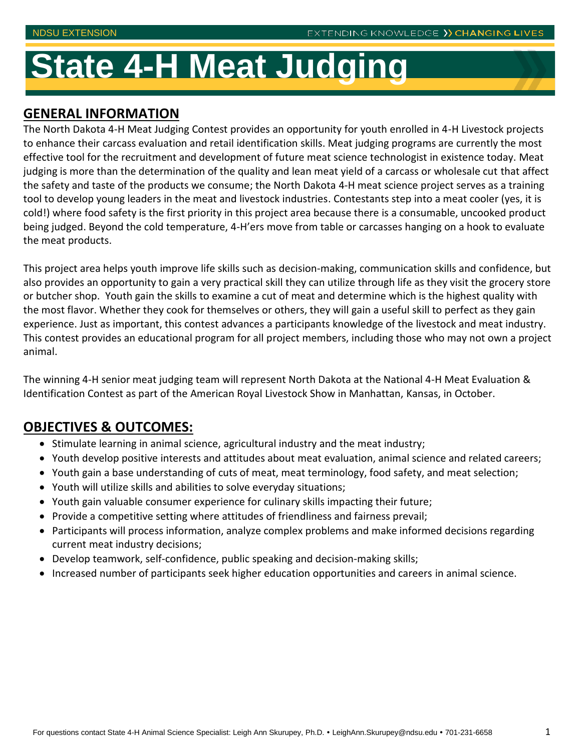# State 4-H Meat Judging

## GENERAL INFORMATION

The North Dakota 4-H Meat Judging Contest provides an opportunity for youth enrolled in 4-H Livestock projects to enhance their carcass evaluation and retail identification skills. Meat judging programs are currently the most effective tool for the recruitment and development of future meat science technologist in existence today. Meat judging is more than the determination of the quality and lean meat yield of a carcass or wholesale cut that affect the safety and taste of the products we consume; the North Dakota 4-H meat science project serves as a training tool to develop young leaders in the meat and livestock industries. Contestants step into a meat cooler (yes, it is cold!) where food safety is the first priority in this project area because there is a consumable, uncooked product being judged. Beyond the cold temperature, 4-H'ers move from table or carcasses hanging on a hook to evaluate the meat products.

This project area helps youth improve life skills such as decision-making, communication skills and confidence, but also provides an opportunity to gain a very practical skill they can utilize through life as they visit the grocery store or butcher shop. Youth gain the skills to examine a cut of meat and determine which is the highest quality with the most flavor. Whether they cook for themselves or others, they will gain a useful skill to perfect as they gain experience. Just as important, this contest advances a participants knowledge of the livestock and meat industry. This contest provides an educational program for all project members, including those who may not own a project animal.

The winning 4-H senior meat judging team will represent North Dakota at the National 4-H Meat Evaluation & Identification Contest as part of the American Royal Livestock Show in Manhattan, Kansas, in October.

## OBJECTIVES & OUTCOMES:

- Stimulate learning in animal science, agricultural industry and the meat industry;
- Youth develop positive interests and attitudes about meat evaluation, animal science and related careers;
- Youth gain a base understanding of cuts of meat, meat terminology, food safety, and meat selection;
- Youth will utilize skills and abilities to solve everyday situations;
- Youth gain valuable consumer experience for culinary skills impacting their future;
- Provide a competitive setting where attitudes of friendliness and fairness prevail;
- Participants will process information, analyze complex problems and make informed decisions regarding current meat industry decisions;
- Develop teamwork, self-confidence, public speaking and decision-making skills;
- Increased number of participants seek higher education opportunities and careers in animal science.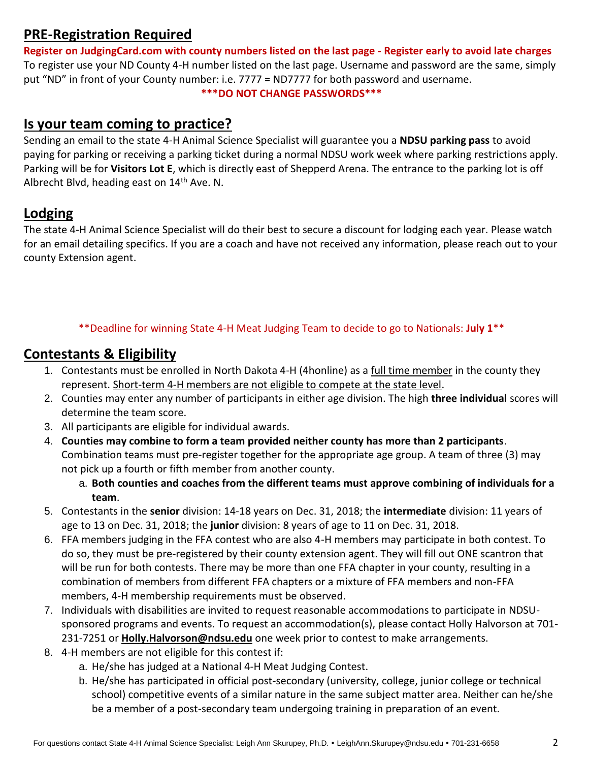## PRE-Registration Required

**Register on JudgingCard.com with county numbers listed on the last page - Register early to avoid late charges**

To register use your ND County 4-H number listed on the last page. Username and password are the same, simply put "ND" in front of your County number: i.e. 7777 = ND7777 for both password and username.

**\*\*\*DO NOT CHANGE PASSWORDS\*\*\***

## Is your team coming to practice?

Sending an email to the state 4-H Animal Science Specialist will guarantee you a **NDSU parking pass** to avoid paying for parking or receiving a parking ticket during a normal NDSU work week where parking restrictions apply. Parking will be for **Visitors Lot E**, which is directly east of Shepperd Arena. The entrance to the parking lot is off Albrecht Blvd, heading east on 14th Ave. N.

## Lodging

The state 4-H Animal Science Specialist will do their best to secure a discount for lodging each year. Please watch for an email detailing specifics. If you are a coach and have not received any information, please reach out to your county Extension agent.

\*\*Deadline for winning State 4-H Meat Judging Team to decide to go to Nationals: **July 1**\*\*

## Contestants & Eligibility

1. Contestants must be enrolled in North Dakota 4-H (4honline) as a full time member in the county they represent. Short-term 4-H members are not eligible to compete at the state level.
2. Counties may enter any number of participants in either age division. The high **three individual** scores will determine the team score.
3. All participants are eligible for individual awards.
4. **Counties may combine to form a team provided neither county has more than 2 participants**. Combination teams must pre-register together for the appropriate age group. A team of three (3) may not pick up a fourth or fifth member from another county.
   a. **Both counties and coaches from the different teams must approve combining of individuals for a team**.
5. Contestants in the **senior** division: 14-18 years on Dec. 31, 2018; the **intermediate** division: 11 years of age to 13 on Dec. 31, 2018; the **junior** division: 8 years of age to 11 on Dec. 31, 2018.
6. FFA members judging in the FFA contest who are also 4-H members may participate in both contest. To do so, they must be pre-registered by their county extension agent. They will fill out ONE scantron that will be run for both contests. There may be more than one FFA chapter in your county, resulting in a combination of members from different FFA chapters or a mixture of FFA members and non-FFA members, 4-H membership requirements must be observed.
7. Individuals with disabilities are invited to request reasonable accommodations to participate in NDSU-sponsored programs and events. To request an accommodation(s), please contact Holly Halvorson at 701-231-7251 or **Holly.Halvorson@ndsu.edu** one week prior to contest to make arrangements.
8. 4-H members are not eligible for this contest if:
   a. He/she has judged at a National 4-H Meat Judging Contest.
   b. He/she has participated in official post-secondary (university, college, junior college or technical school) competitive events of a similar nature in the same subject matter area. Neither can he/she be a member of a post-secondary team undergoing training in preparation of an event.

For questions contact State 4-H Animal Science Specialist: Leigh Ann Skurupey, Ph.D. • LeighAnn.Skurupey@ndsu.edu • 701-231-6658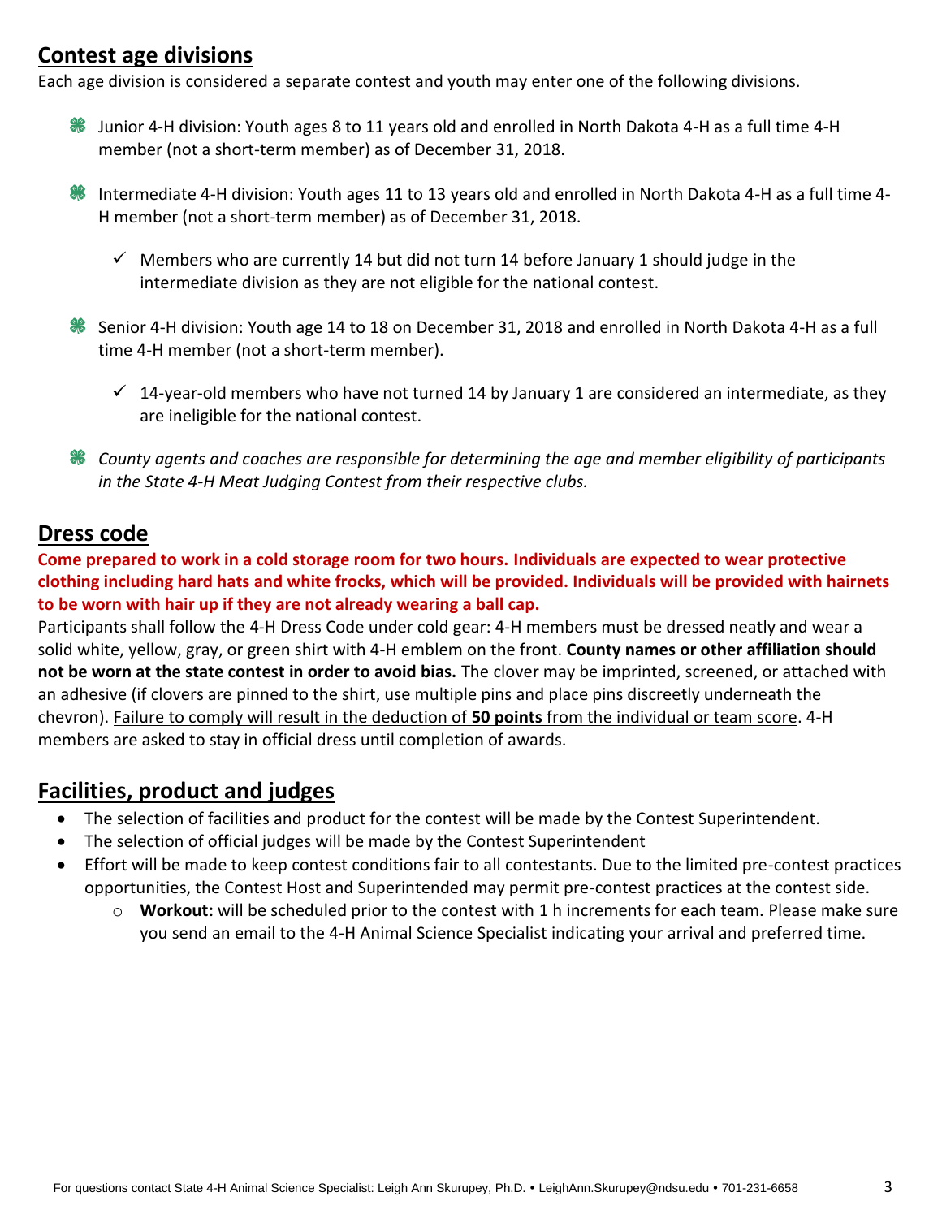## Contest age divisions

Each age division is considered a separate contest and youth may enter one of the following divisions.

- Junior 4-H division: Youth ages 8 to 11 years old and enrolled in North Dakota 4-H as a full time 4-H member (not a short-term member) as of December 31, 2018.
- Intermediate 4-H division: Youth ages 11 to 13 years old and enrolled in North Dakota 4-H as a full time 4-H member (not a short-term member) as of December 31, 2018.
  - ✓ Members who are currently 14 but did not turn 14 before January 1 should judge in the intermediate division as they are not eligible for the national contest.
- Senior 4-H division: Youth age 14 to 18 on December 31, 2018 and enrolled in North Dakota 4-H as a full time 4-H member (not a short-term member).
  - ✓ 14-year-old members who have not turned 14 by January 1 are considered an intermediate, as they are ineligible for the national contest.
- *County agents and coaches are responsible for determining the age and member eligibility of participants in the State 4-H Meat Judging Contest from their respective clubs.*

## Dress code

**Come prepared to work in a cold storage room for two hours. Individuals are expected to wear protective clothing including hard hats and white frocks, which will be provided. Individuals will be provided with hairnets to be worn with hair up if they are not already wearing a ball cap.**

Participants shall follow the 4-H Dress Code under cold gear: 4-H members must be dressed neatly and wear a solid white, yellow, gray, or green shirt with 4-H emblem on the front. **County names or other affiliation should not be worn at the state contest in order to avoid bias.** The clover may be imprinted, screened, or attached with an adhesive (if clovers are pinned to the shirt, use multiple pins and place pins discreetly underneath the chevron). <u>Failure to comply will result in the deduction of **50 points** from the individual or team score</u>. 4-H members are asked to stay in official dress until completion of awards.

## Facilities, product and judges

- The selection of facilities and product for the contest will be made by the Contest Superintendent.
- The selection of official judges will be made by the Contest Superintendent
- Effort will be made to keep contest conditions fair to all contestants. Due to the limited pre-contest practices opportunities, the Contest Host and Superintended may permit pre-contest practices at the contest side.
  - **Workout:** will be scheduled prior to the contest with 1 h increments for each team. Please make sure you send an email to the 4-H Animal Science Specialist indicating your arrival and preferred time.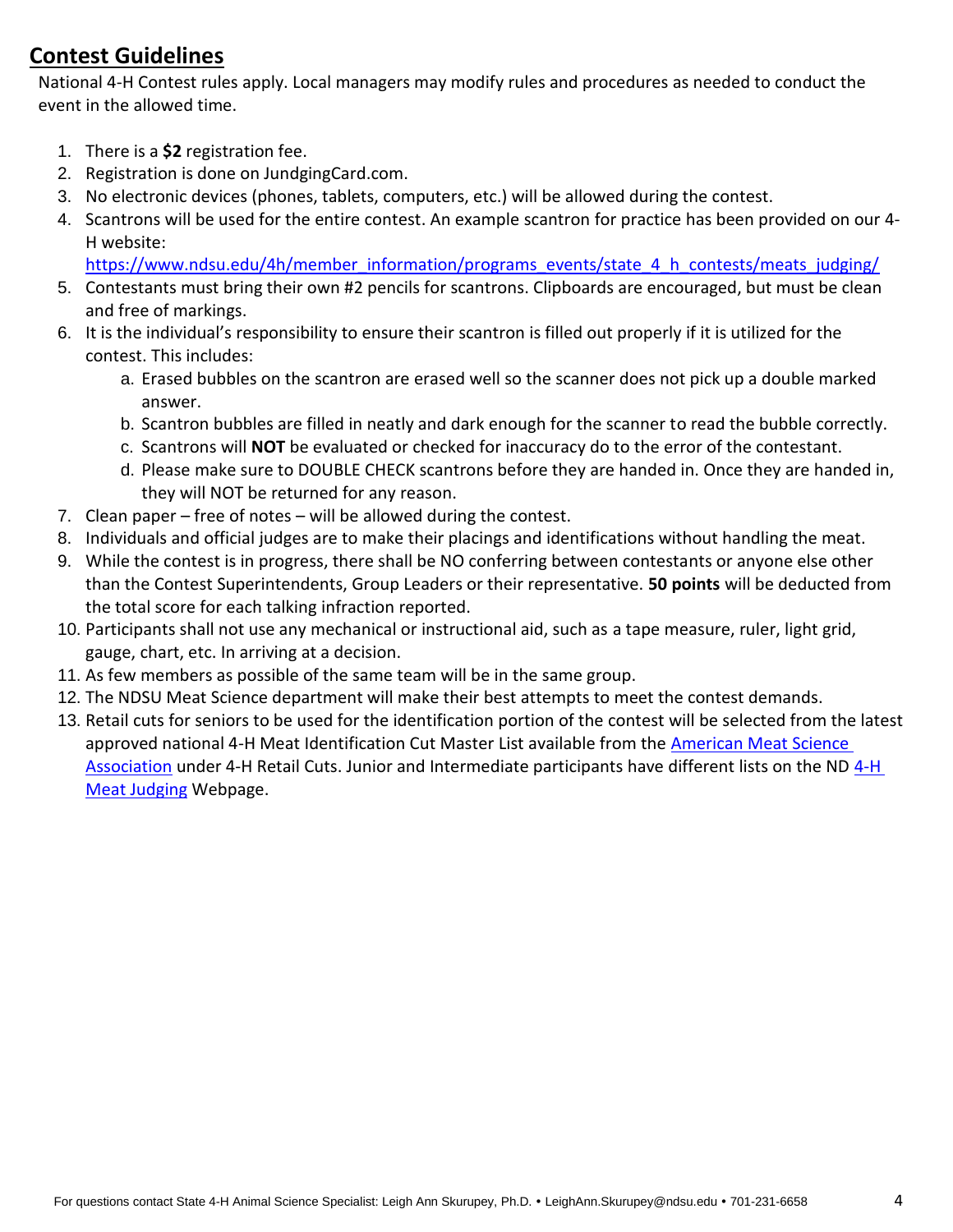## Contest Guidelines

National 4-H Contest rules apply. Local managers may modify rules and procedures as needed to conduct the event in the allowed time.

1. There is a **$2** registration fee.
2. Registration is done on JundgingCard.com.
3. No electronic devices (phones, tablets, computers, etc.) will be allowed during the contest.
4. Scantrons will be used for the entire contest. An example scantron for practice has been provided on our 4-H website: https://www.ndsu.edu/4h/member_information/programs_events/state_4_h_contests/meats_judging/
5. Contestants must bring their own #2 pencils for scantrons. Clipboards are encouraged, but must be clean and free of markings.
6. It is the individual's responsibility to ensure their scantron is filled out properly if it is utilized for the contest. This includes:
   a. Erased bubbles on the scantron are erased well so the scanner does not pick up a double marked answer.
   b. Scantron bubbles are filled in neatly and dark enough for the scanner to read the bubble correctly.
   c. Scantrons will **NOT** be evaluated or checked for inaccuracy do to the error of the contestant.
   d. Please make sure to DOUBLE CHECK scantrons before they are handed in. Once they are handed in, they will NOT be returned for any reason.
7. Clean paper – free of notes – will be allowed during the contest.
8. Individuals and official judges are to make their placings and identifications without handling the meat.
9. While the contest is in progress, there shall be NO conferring between contestants or anyone else other than the Contest Superintendents, Group Leaders or their representative. **50 points** will be deducted from the total score for each talking infraction reported.
10. Participants shall not use any mechanical or instructional aid, such as a tape measure, ruler, light grid, gauge, chart, etc. In arriving at a decision.
11. As few members as possible of the same team will be in the same group.
12. The NDSU Meat Science department will make their best attempts to meet the contest demands.
13. Retail cuts for seniors to be used for the identification portion of the contest will be selected from the latest approved national 4-H Meat Identification Cut Master List available from the American Meat Science Association under 4-H Retail Cuts. Junior and Intermediate participants have different lists on the ND 4-H Meat Judging Webpage.

For questions contact State 4-H Animal Science Specialist: Leigh Ann Skurupey, Ph.D. • LeighAnn.Skurupey@ndsu.edu • 701-231-6658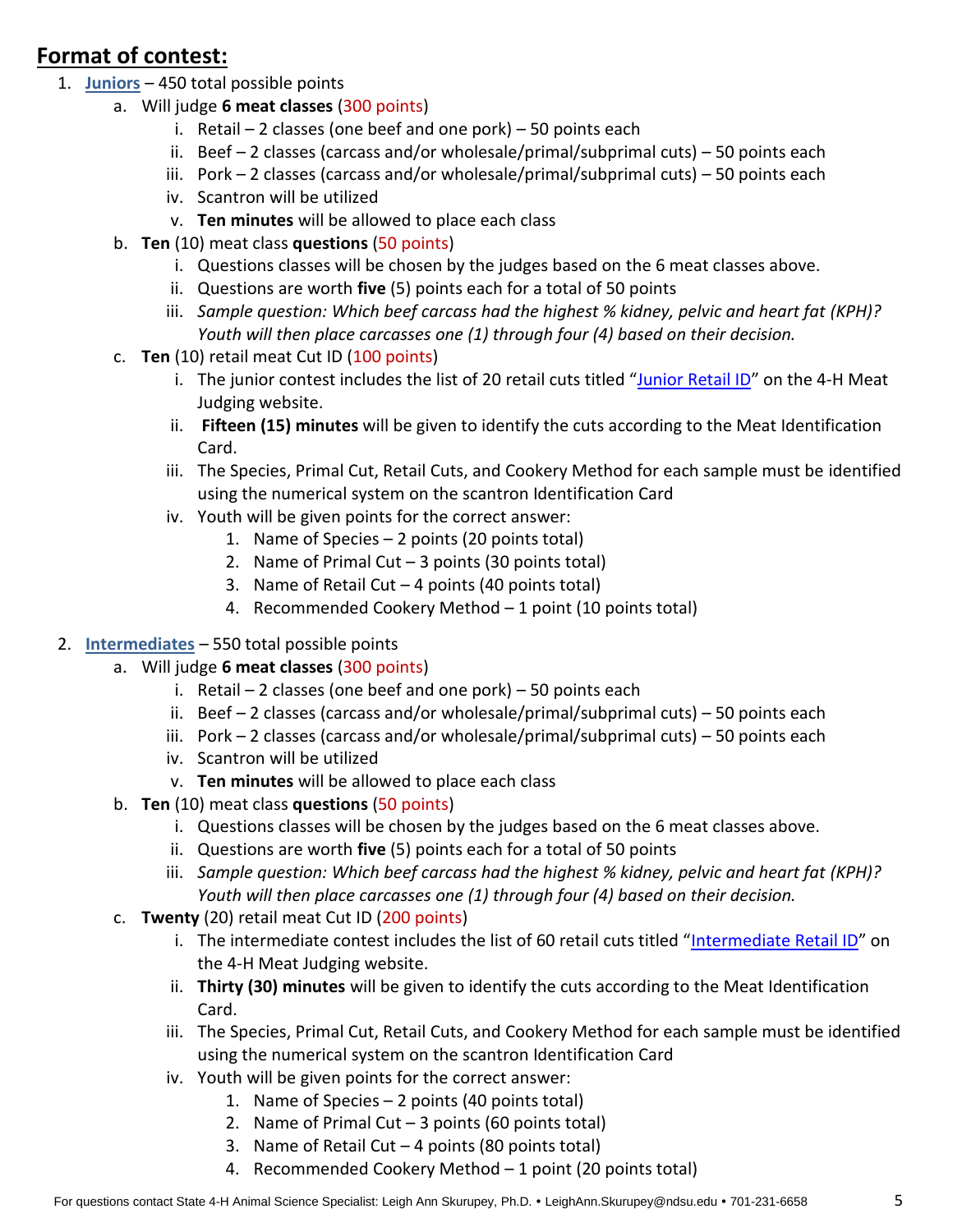## Format of contest:

1. **Juniors** – 450 total possible points
    a. Will judge **6 meat classes** (300 points)
        i. Retail – 2 classes (one beef and one pork) – 50 points each
        ii. Beef – 2 classes (carcass and/or wholesale/primal/subprimal cuts) – 50 points each
        iii. Pork – 2 classes (carcass and/or wholesale/primal/subprimal cuts) – 50 points each
        iv. Scantron will be utilized
        v. **Ten minutes** will be allowed to place each class
    b. **Ten** (10) meat class **questions** (50 points)
        i. Questions classes will be chosen by the judges based on the 6 meat classes above.
        ii. Questions are worth **five** (5) points each for a total of 50 points
        iii. *Sample question: Which beef carcass had the highest % kidney, pelvic and heart fat (KPH)? Youth will then place carcasses one (1) through four (4) based on their decision.*
    c. **Ten** (10) retail meat Cut ID (100 points)
        i. The junior contest includes the list of 20 retail cuts titled "Junior Retail ID" on the 4-H Meat Judging website.
        ii. **Fifteen (15) minutes** will be given to identify the cuts according to the Meat Identification Card.
        iii. The Species, Primal Cut, Retail Cuts, and Cookery Method for each sample must be identified using the numerical system on the scantron Identification Card
        iv. Youth will be given points for the correct answer:
            1. Name of Species – 2 points (20 points total)
            2. Name of Primal Cut – 3 points (30 points total)
            3. Name of Retail Cut – 4 points (40 points total)
            4. Recommended Cookery Method – 1 point (10 points total)

2. **Intermediates** – 550 total possible points
    a. Will judge **6 meat classes** (300 points)
        i. Retail – 2 classes (one beef and one pork) – 50 points each
        ii. Beef – 2 classes (carcass and/or wholesale/primal/subprimal cuts) – 50 points each
        iii. Pork – 2 classes (carcass and/or wholesale/primal/subprimal cuts) – 50 points each
        iv. Scantron will be utilized
        v. **Ten minutes** will be allowed to place each class
    b. **Ten** (10) meat class **questions** (50 points)
        i. Questions classes will be chosen by the judges based on the 6 meat classes above.
        ii. Questions are worth **five** (5) points each for a total of 50 points
        iii. *Sample question: Which beef carcass had the highest % kidney, pelvic and heart fat (KPH)? Youth will then place carcasses one (1) through four (4) based on their decision.*
    c. **Twenty** (20) retail meat Cut ID (200 points)
        i. The intermediate contest includes the list of 60 retail cuts titled "Intermediate Retail ID" on the 4-H Meat Judging website.
        ii. **Thirty (30) minutes** will be given to identify the cuts according to the Meat Identification Card.
        iii. The Species, Primal Cut, Retail Cuts, and Cookery Method for each sample must be identified using the numerical system on the scantron Identification Card
        iv. Youth will be given points for the correct answer:
            1. Name of Species – 2 points (40 points total)
            2. Name of Primal Cut – 3 points (60 points total)
            3. Name of Retail Cut – 4 points (80 points total)
            4. Recommended Cookery Method – 1 point (20 points total)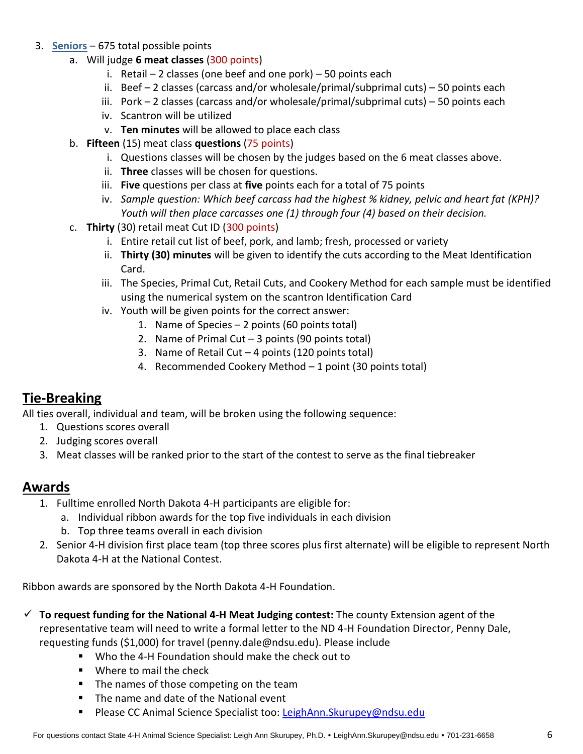3. **Seniors** – 675 total possible points
    a. Will judge **6 meat classes** (300 points)
        i. Retail – 2 classes (one beef and one pork) – 50 points each
        ii. Beef – 2 classes (carcass and/or wholesale/primal/subprimal cuts) – 50 points each
        iii. Pork – 2 classes (carcass and/or wholesale/primal/subprimal cuts) – 50 points each
        iv. Scantron will be utilized
        v. **Ten minutes** will be allowed to place each class
    b. **Fifteen** (15) meat class **questions** (75 points)
        i. Questions classes will be chosen by the judges based on the 6 meat classes above.
        ii. **Three** classes will be chosen for questions.
        iii. **Five** questions per class at **five** points each for a total of 75 points
        iv. *Sample question: Which beef carcass had the highest % kidney, pelvic and heart fat (KPH)? Youth will then place carcasses one (1) through four (4) based on their decision.*
    c. **Thirty** (30) retail meat Cut ID (300 points)
        i. Entire retail cut list of beef, pork, and lamb; fresh, processed or variety
        ii. **Thirty (30) minutes** will be given to identify the cuts according to the Meat Identification Card.
        iii. The Species, Primal Cut, Retail Cuts, and Cookery Method for each sample must be identified using the numerical system on the scantron Identification Card
        iv. Youth will be given points for the correct answer:
            1. Name of Species – 2 points (60 points total)
            2. Name of Primal Cut – 3 points (90 points total)
            3. Name of Retail Cut – 4 points (120 points total)
            4. Recommended Cookery Method – 1 point (30 points total)

## Tie-Breaking

All ties overall, individual and team, will be broken using the following sequence:

1. Questions scores overall
2. Judging scores overall
3. Meat classes will be ranked prior to the start of the contest to serve as the final tiebreaker

## Awards

1. Fulltime enrolled North Dakota 4-H participants are eligible for:
    a. Individual ribbon awards for the top five individuals in each division
    b. Top three teams overall in each division
2. Senior 4-H division first place team (top three scores plus first alternate) will be eligible to represent North Dakota 4-H at the National Contest.

Ribbon awards are sponsored by the North Dakota 4-H Foundation.

- ✓ **To request funding for the National 4-H Meat Judging contest:** The county Extension agent of the representative team will need to write a formal letter to the ND 4-H Foundation Director, Penny Dale, requesting funds ($1,000) for travel (penny.dale@ndsu.edu). Please include
    - Who the 4-H Foundation should make the check out to
    - Where to mail the check
    - The names of those competing on the team
    - The name and date of the National event
    - Please CC Animal Science Specialist too: LeighAnn.Skurupey@ndsu.edu

For questions contact State 4-H Animal Science Specialist: Leigh Ann Skurupey, Ph.D. • LeighAnn.Skurupey@ndsu.edu • 701-231-6658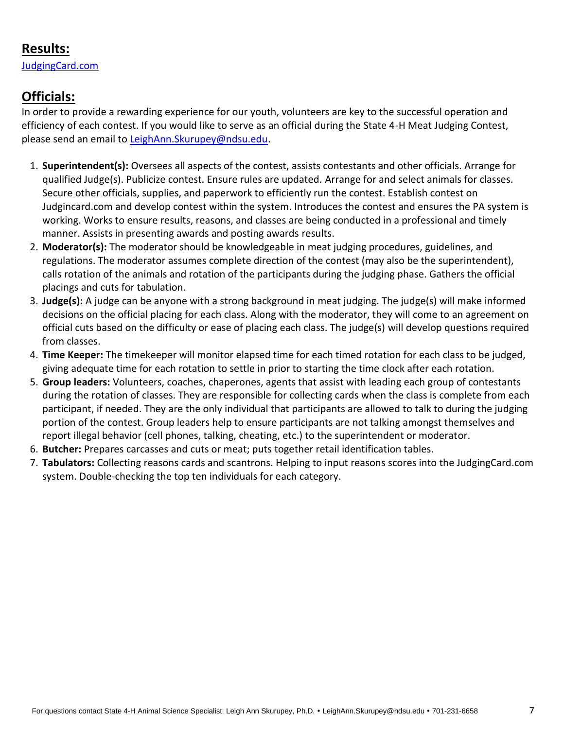## Results:

JudgingCard.com

## Officials:

In order to provide a rewarding experience for our youth, volunteers are key to the successful operation and efficiency of each contest. If you would like to serve as an official during the State 4-H Meat Judging Contest, please send an email to LeighAnn.Skurupey@ndsu.edu.

1. **Superintendent(s):** Oversees all aspects of the contest, assists contestants and other officials. Arrange for qualified Judge(s). Publicize contest. Ensure rules are updated. Arrange for and select animals for classes. Secure other officials, supplies, and paperwork to efficiently run the contest. Establish contest on Judgincard.com and develop contest within the system. Introduces the contest and ensures the PA system is working. Works to ensure results, reasons, and classes are being conducted in a professional and timely manner. Assists in presenting awards and posting awards results.
2. **Moderator(s):** The moderator should be knowledgeable in meat judging procedures, guidelines, and regulations. The moderator assumes complete direction of the contest (may also be the superintendent), calls rotation of the animals and rotation of the participants during the judging phase. Gathers the official placings and cuts for tabulation.
3. **Judge(s):** A judge can be anyone with a strong background in meat judging. The judge(s) will make informed decisions on the official placing for each class. Along with the moderator, they will come to an agreement on official cuts based on the difficulty or ease of placing each class. The judge(s) will develop questions required from classes.
4. **Time Keeper:** The timekeeper will monitor elapsed time for each timed rotation for each class to be judged, giving adequate time for each rotation to settle in prior to starting the time clock after each rotation.
5. **Group leaders:** Volunteers, coaches, chaperones, agents that assist with leading each group of contestants during the rotation of classes. They are responsible for collecting cards when the class is complete from each participant, if needed. They are the only individual that participants are allowed to talk to during the judging portion of the contest. Group leaders help to ensure participants are not talking amongst themselves and report illegal behavior (cell phones, talking, cheating, etc.) to the superintendent or moderator.
6. **Butcher:** Prepares carcasses and cuts or meat; puts together retail identification tables.
7. **Tabulators:** Collecting reasons cards and scantrons. Helping to input reasons scores into the JudgingCard.com system. Double-checking the top ten individuals for each category.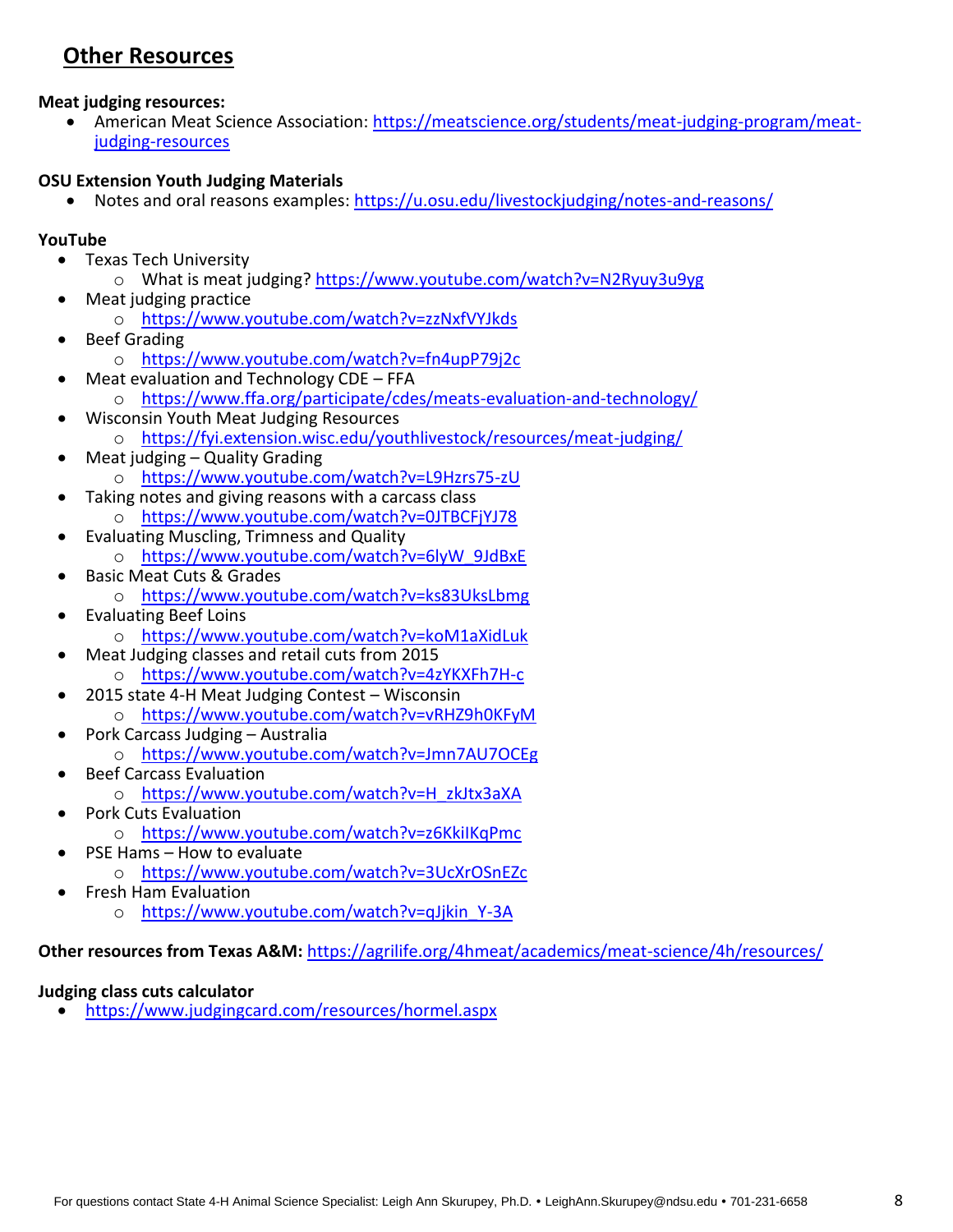## Other Resources

**Meat judging resources:**

- American Meat Science Association: https://meatscience.org/students/meat-judging-program/meat-judging-resources

**OSU Extension Youth Judging Materials**

- Notes and oral reasons examples: https://u.osu.edu/livestockjudging/notes-and-reasons/

**YouTube**

- Texas Tech University
  - What is meat judging? https://www.youtube.com/watch?v=N2Ryuy3u9yg
- Meat judging practice
  - https://www.youtube.com/watch?v=zzNxfVYJkds
- Beef Grading
  - https://www.youtube.com/watch?v=fn4upP79j2c
- Meat evaluation and Technology CDE – FFA
  - https://www.ffa.org/participate/cdes/meats-evaluation-and-technology/
- Wisconsin Youth Meat Judging Resources
  - https://fyi.extension.wisc.edu/youthlivestock/resources/meat-judging/
- Meat judging – Quality Grading
  - https://www.youtube.com/watch?v=L9Hzrs75-zU
- Taking notes and giving reasons with a carcass class
  - https://www.youtube.com/watch?v=0JTBCFjYJ78
- Evaluating Muscling, Trimness and Quality
  - https://www.youtube.com/watch?v=6lyW_9JdBxE
- Basic Meat Cuts & Grades
  - https://www.youtube.com/watch?v=ks83UksLbmg
- Evaluating Beef Loins
  - https://www.youtube.com/watch?v=koM1aXidLuk
- Meat Judging classes and retail cuts from 2015
  - https://www.youtube.com/watch?v=4zYKXFh7H-c
- 2015 state 4-H Meat Judging Contest – Wisconsin
  - https://www.youtube.com/watch?v=vRHZ9h0KFyM
- Pork Carcass Judging – Australia
  - https://www.youtube.com/watch?v=Jmn7AU7OCEg
- Beef Carcass Evaluation
  - https://www.youtube.com/watch?v=H_zkJtx3aXA
- Pork Cuts Evaluation
  - https://www.youtube.com/watch?v=z6KkiIKqPmc
- PSE Hams – How to evaluate
  - https://www.youtube.com/watch?v=3UcXrOSnEZc
- Fresh Ham Evaluation
  - https://www.youtube.com/watch?v=qJjkin_Y-3A

**Other resources from Texas A&M:** https://agrilife.org/4hmeat/academics/meat-science/4h/resources/

**Judging class cuts calculator**

- https://www.judgingcard.com/resources/hormel.aspx

For questions contact State 4-H Animal Science Specialist: Leigh Ann Skurupey, Ph.D. • LeighAnn.Skurupey@ndsu.edu • 701-231-6658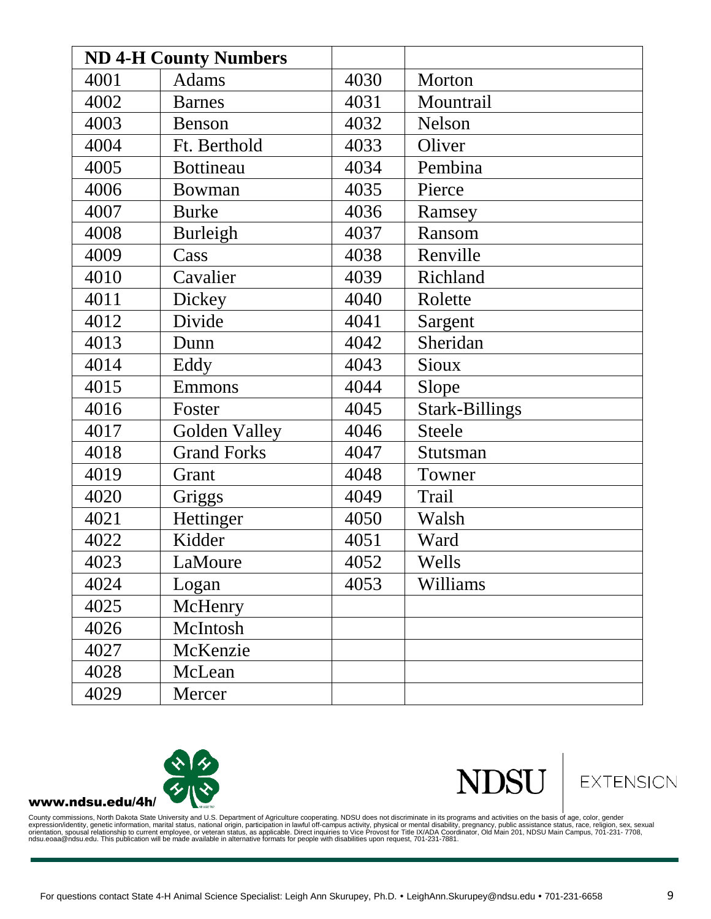| ND 4-H County Numbers | | | |
|---|---|---|---|
| 4001 | Adams | 4030 | Morton |
| 4002 | Barnes | 4031 | Mountrail |
| 4003 | Benson | 4032 | Nelson |
| 4004 | Ft. Berthold | 4033 | Oliver |
| 4005 | Bottineau | 4034 | Pembina |
| 4006 | Bowman | 4035 | Pierce |
| 4007 | Burke | 4036 | Ramsey |
| 4008 | Burleigh | 4037 | Ransom |
| 4009 | Cass | 4038 | Renville |
| 4010 | Cavalier | 4039 | Richland |
| 4011 | Dickey | 4040 | Rolette |
| 4012 | Divide | 4041 | Sargent |
| 4013 | Dunn | 4042 | Sheridan |
| 4014 | Eddy | 4043 | Sioux |
| 4015 | Emmons | 4044 | Slope |
| 4016 | Foster | 4045 | Stark-Billings |
| 4017 | Golden Valley | 4046 | Steele |
| 4018 | Grand Forks | 4047 | Stutsman |
| 4019 | Grant | 4048 | Towner |
| 4020 | Griggs | 4049 | Trail |
| 4021 | Hettinger | 4050 | Walsh |
| 4022 | Kidder | 4051 | Ward |
| 4023 | LaMoure | 4052 | Wells |
| 4024 | Logan | 4053 | Williams |
| 4025 | McHenry | | |
| 4026 | McIntosh | | |
| 4027 | McKenzie | | |
| 4028 | McLean | | |
| 4029 | Mercer | | |

www.ndsu.edu/4h/

NDSU EXTENSION

County commissions, North Dakota State University and U.S. Department of Agriculture cooperating. NDSU does not discriminate in its programs and activities on the basis of age, color, gender expression/identity, genetic information, marital status, national origin, participation in lawful off-campus activity, physical or mental disability, pregnancy, public assistance status, race, religion, sex, sexual orientation, spousal relationship to current employee, or veteran status, as applicable. Direct inquiries to Vice Provost for Title IX/ADA Coordinator, Old Main 201, NDSU Main Campus, 701-231-7708, ndsu.eoaa@ndsu.edu. This publication will be made available in alternative formats for people with disabilities upon request, 701-231-7881.

For questions contact State 4-H Animal Science Specialist: Leigh Ann Skurupey, Ph.D. • LeighAnn.Skurupey@ndsu.edu • 701-231-6658